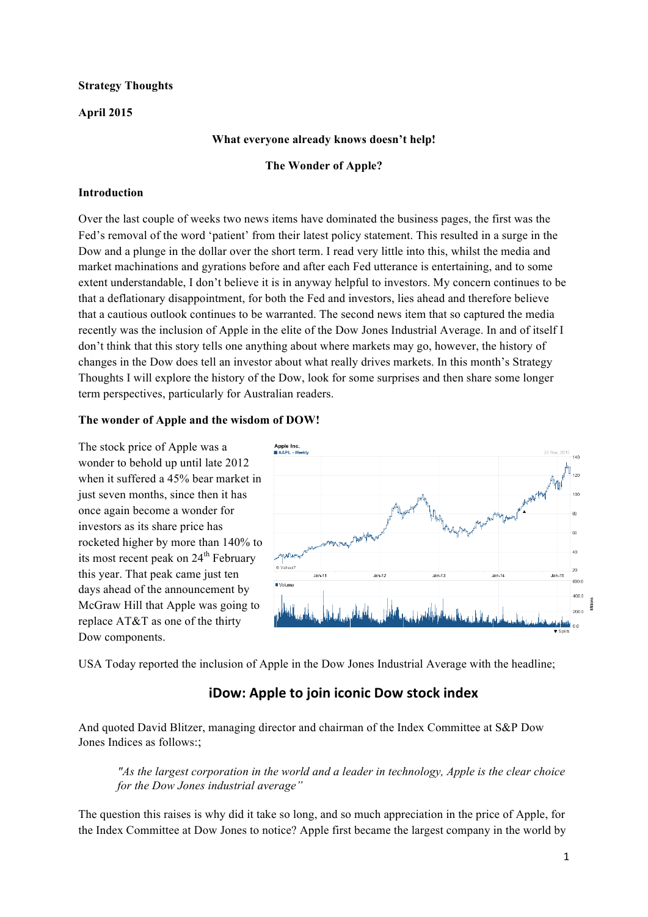**Strategy Thoughts**

**April 2015**

**What everyone already knows doesn't help!**

**The Wonder of Apple?**

**Introduction**

Over the last couple of weeks two news items have dominated the business pages, the first was the Fed's removal of the word 'patient' from their latest policy statement. This resulted in a surge in the Dow and a plunge in the dollar over the short term. I read very little into this, whilst the media and market machinations and gyrations before and after each Fed utterance is entertaining, and to some extent understandable, I don't believe it is in anyway helpful to investors. My concern continues to be that a deflationary disappointment, for both the Fed and investors, lies ahead and therefore believe that a cautious outlook continues to be warranted. The second news item that so captured the media recently was the inclusion of Apple in the elite of the Dow Jones Industrial Average. In and of itself I don't think that this story tells one anything about where markets may go, however, the history of changes in the Dow does tell an investor about what really drives markets. In this month's Strategy Thoughts I will explore the history of the Dow, look for some surprises and then share some longer term perspectives, particularly for Australian readers.

**The wonder of Apple and the wisdom of DOW!**

The stock price of Apple was a wonder to behold up until late 2012 when it suffered a 45% bear market in just seven months, since then it has once again become a wonder for investors as its share price has rocketed higher by more than 140% to its most recent peak on 24th February this year. That peak came just ten days ahead of the announcement by McGraw Hill that Apple was going to replace AT&T as one of the thirty Dow components.

USA Today reported the inclusion of Apple in the Dow Jones Industrial Average with the headline;

**iDow: Apple to join iconic Dow stock index**

And quoted David Blitzer, managing director and chairman of the Index Committee at S&P Dow Jones Indices as follows:;

> *"As the largest corporation in the world and a leader in technology, Apple is the clear choice for the Dow Jones industrial average"*

The question this raises is why did it take so long, and so much appreciation in the price of Apple, for the Index Committee at Dow Jones to notice? Apple first became the largest company in the world by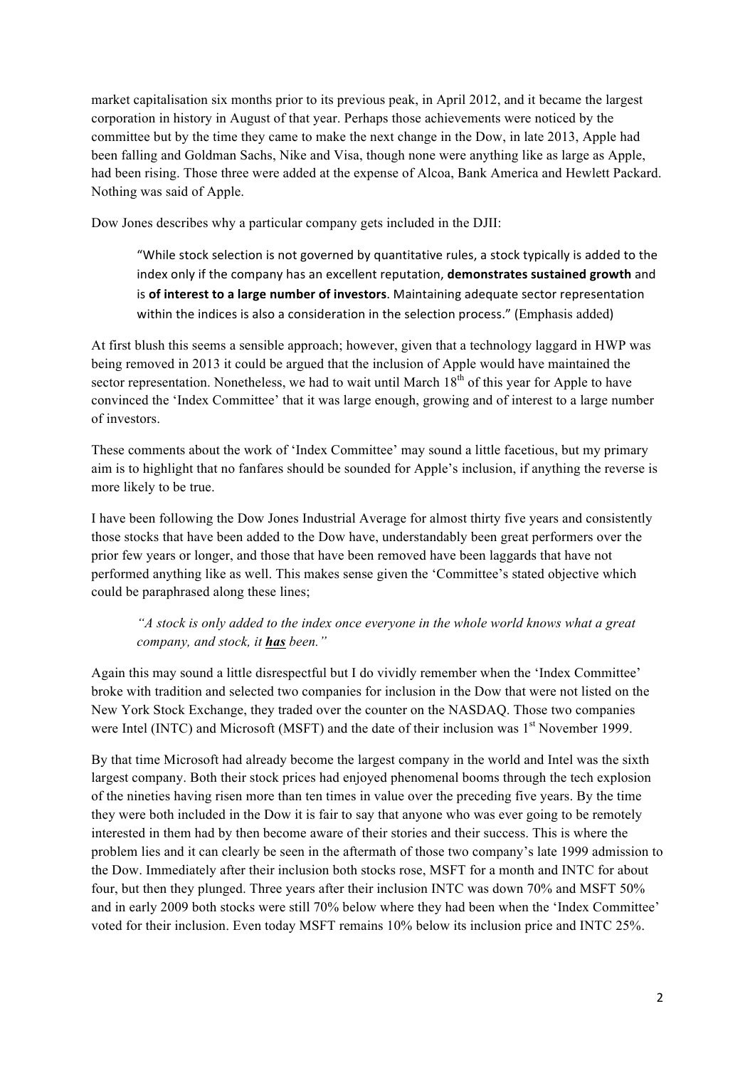market capitalisation six months prior to its previous peak, in April 2012, and it became the largest corporation in history in August of that year. Perhaps those achievements were noticed by the committee but by the time they came to make the next change in the Dow, in late 2013, Apple had been falling and Goldman Sachs, Nike and Visa, though none were anything like as large as Apple, had been rising. Those three were added at the expense of Alcoa, Bank America and Hewlett Packard. Nothing was said of Apple.

Dow Jones describes why a particular company gets included in the DJII:

> "While stock selection is not governed by quantitative rules, a stock typically is added to the index only if the company has an excellent reputation, **demonstrates sustained growth** and is **of interest to a large number of investors**. Maintaining adequate sector representation within the indices is also a consideration in the selection process." (Emphasis added)

At first blush this seems a sensible approach; however, given that a technology laggard in HWP was being removed in 2013 it could be argued that the inclusion of Apple would have maintained the sector representation. Nonetheless, we had to wait until March 18th of this year for Apple to have convinced the 'Index Committee' that it was large enough, growing and of interest to a large number of investors.

These comments about the work of 'Index Committee' may sound a little facetious, but my primary aim is to highlight that no fanfares should be sounded for Apple's inclusion, if anything the reverse is more likely to be true.

I have been following the Dow Jones Industrial Average for almost thirty five years and consistently those stocks that have been added to the Dow have, understandably been great performers over the prior few years or longer, and those that have been removed have been laggards that have not performed anything like as well. This makes sense given the 'Committee's stated objective which could be paraphrased along these lines;

> *"A stock is only added to the index once everyone in the whole world knows what a great company, and stock, it **has** been."*

Again this may sound a little disrespectful but I do vividly remember when the 'Index Committee' broke with tradition and selected two companies for inclusion in the Dow that were not listed on the New York Stock Exchange, they traded over the counter on the NASDAQ. Those two companies were Intel (INTC) and Microsoft (MSFT) and the date of their inclusion was 1st November 1999.

By that time Microsoft had already become the largest company in the world and Intel was the sixth largest company. Both their stock prices had enjoyed phenomenal booms through the tech explosion of the nineties having risen more than ten times in value over the preceding five years. By the time they were both included in the Dow it is fair to say that anyone who was ever going to be remotely interested in them had by then become aware of their stories and their success. This is where the problem lies and it can clearly be seen in the aftermath of those two company's late 1999 admission to the Dow. Immediately after their inclusion both stocks rose, MSFT for a month and INTC for about four, but then they plunged. Three years after their inclusion INTC was down 70% and MSFT 50% and in early 2009 both stocks were still 70% below where they had been when the 'Index Committee' voted for their inclusion. Even today MSFT remains 10% below its inclusion price and INTC 25%.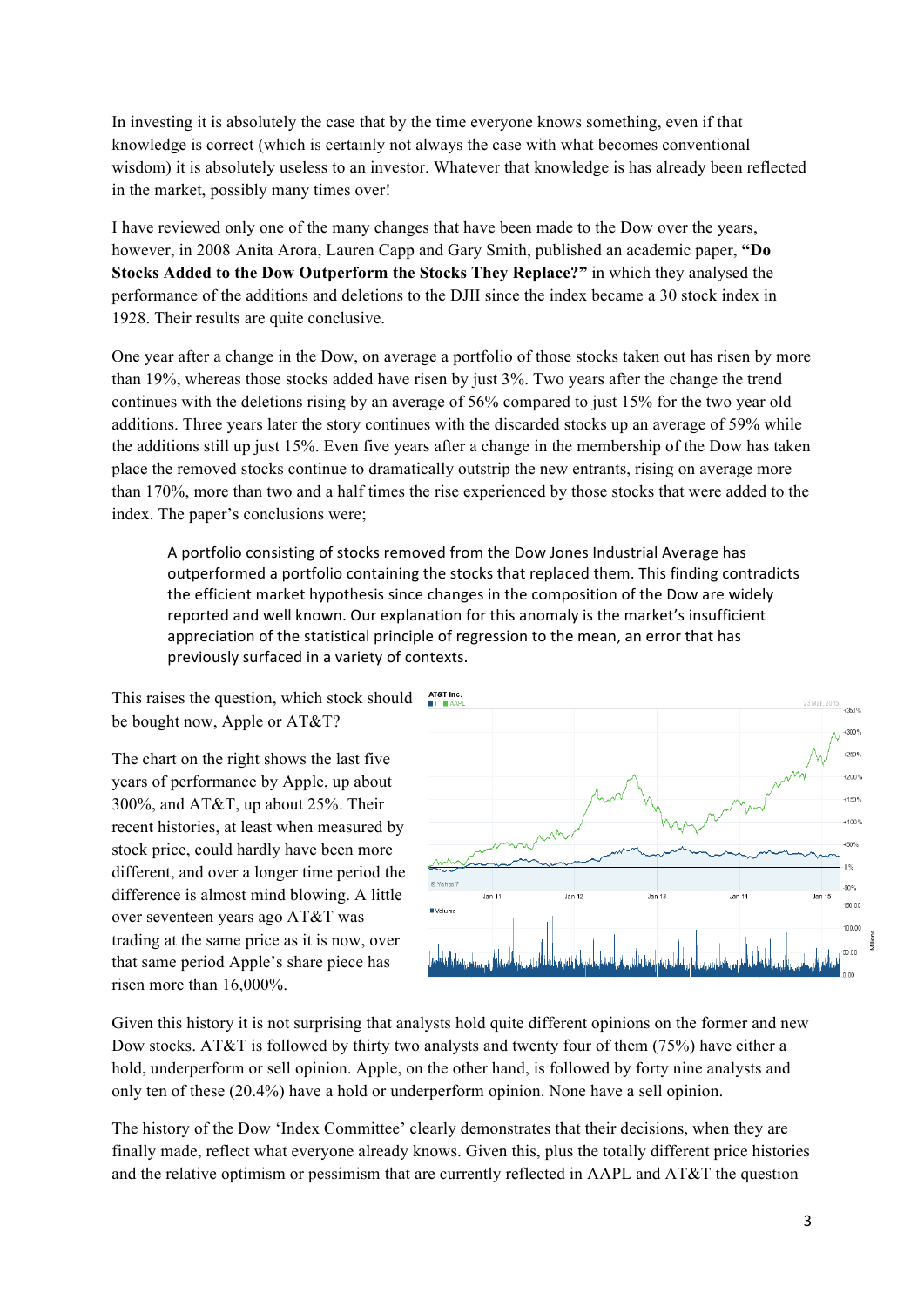In investing it is absolutely the case that by the time everyone knows something, even if that knowledge is correct (which is certainly not always the case with what becomes conventional wisdom) it is absolutely useless to an investor. Whatever that knowledge is has already been reflected in the market, possibly many times over!

I have reviewed only one of the many changes that have been made to the Dow over the years, however, in 2008 Anita Arora, Lauren Capp and Gary Smith, published an academic paper, **"Do Stocks Added to the Dow Outperform the Stocks They Replace?"** in which they analysed the performance of the additions and deletions to the DJII since the index became a 30 stock index in 1928. Their results are quite conclusive.

One year after a change in the Dow, on average a portfolio of those stocks taken out has risen by more than 19%, whereas those stocks added have risen by just 3%. Two years after the change the trend continues with the deletions rising by an average of 56% compared to just 15% for the two year old additions. Three years later the story continues with the discarded stocks up an average of 59% while the additions still up just 15%. Even five years after a change in the membership of the Dow has taken place the removed stocks continue to dramatically outstrip the new entrants, rising on average more than 170%, more than two and a half times the rise experienced by those stocks that were added to the index. The paper's conclusions were;

> A portfolio consisting of stocks removed from the Dow Jones Industrial Average has outperformed a portfolio containing the stocks that replaced them. This finding contradicts the efficient market hypothesis since changes in the composition of the Dow are widely reported and well known. Our explanation for this anomaly is the market's insufficient appreciation of the statistical principle of regression to the mean, an error that has previously surfaced in a variety of contexts.

This raises the question, which stock should be bought now, Apple or AT&T?

The chart on the right shows the last five years of performance by Apple, up about 300%, and AT&T, up about 25%. Their recent histories, at least when measured by stock price, could hardly have been more different, and over a longer time period the difference is almost mind blowing. A little over seventeen years ago AT&T was trading at the same price as it is now, over that same period Apple's share piece has risen more than 16,000%.

Given this history it is not surprising that analysts hold quite different opinions on the former and new Dow stocks. AT&T is followed by thirty two analysts and twenty four of them (75%) have either a hold, underperform or sell opinion. Apple, on the other hand, is followed by forty nine analysts and only ten of these (20.4%) have a hold or underperform opinion. None have a sell opinion.

The history of the Dow 'Index Committee' clearly demonstrates that their decisions, when they are finally made, reflect what everyone already knows. Given this, plus the totally different price histories and the relative optimism or pessimism that are currently reflected in AAPL and AT&T the question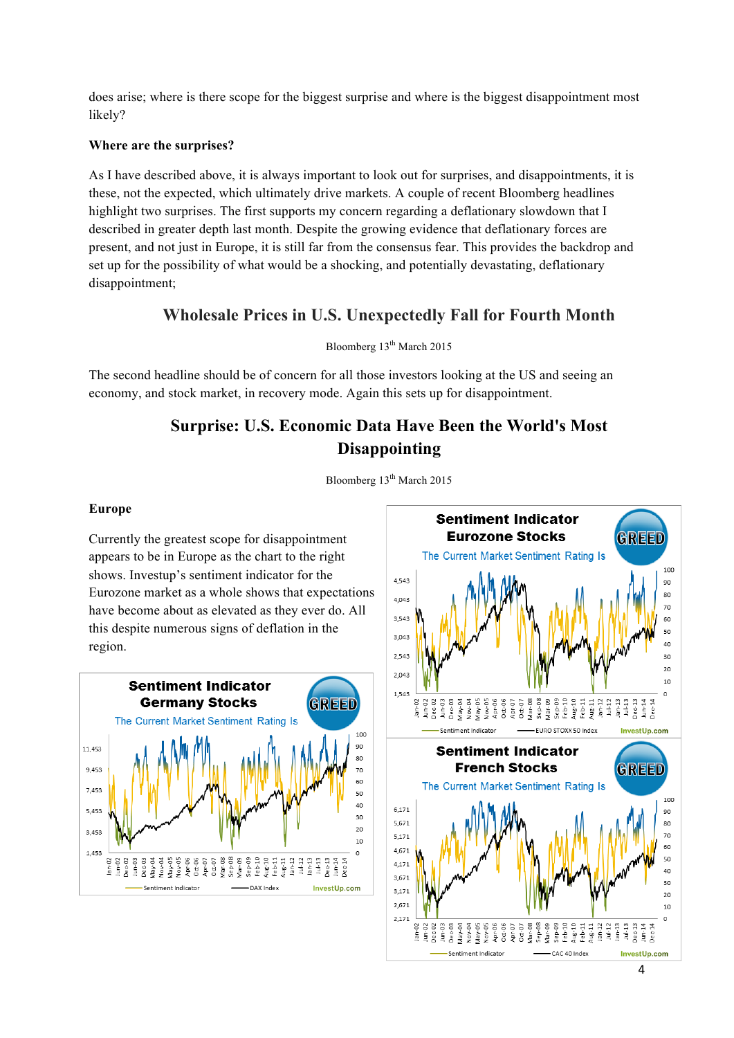does arise; where is there scope for the biggest surprise and where is the biggest disappointment most likely?

**Where are the surprises?**

As I have described above, it is always important to look out for surprises, and disappointments, it is these, not the expected, which ultimately drive markets. A couple of recent Bloomberg headlines highlight two surprises. The first supports my concern regarding a deflationary slowdown that I described in greater depth last month. Despite the growing evidence that deflationary forces are present, and not just in Europe, it is still far from the consensus fear. This provides the backdrop and set up for the possibility of what would be a shocking, and potentially devastating, deflationary disappointment;

## Wholesale Prices in U.S. Unexpectedly Fall for Fourth Month

Bloomberg 13th March 2015

The second headline should be of concern for all those investors looking at the US and seeing an economy, and stock market, in recovery mode. Again this sets up for disappointment.

## Surprise: U.S. Economic Data Have Been the World's Most Disappointing

Bloomberg 13th March 2015

**Europe**

Currently the greatest scope for disappointment appears to be in Europe as the chart to the right shows. Investup's sentiment indicator for the Eurozone market as a whole shows that expectations have become about as elevated as they ever do. All this despite numerous signs of deflation in the region.

**Sentiment Indicator Eurozone Stocks**
The Current Market Sentiment Rating Is GREED
Legend: Sentiment Indicator; EURO STOXX 50 Index — InvestUp.com

**Sentiment Indicator Germany Stocks**
The Current Market Sentiment Rating Is GREED
Legend: Sentiment Indicator; DAX Index — InvestUp.com

**Sentiment Indicator French Stocks**
The Current Market Sentiment Rating Is GREED
Legend: Sentiment Indicator; CAC 40 Index — InvestUp.com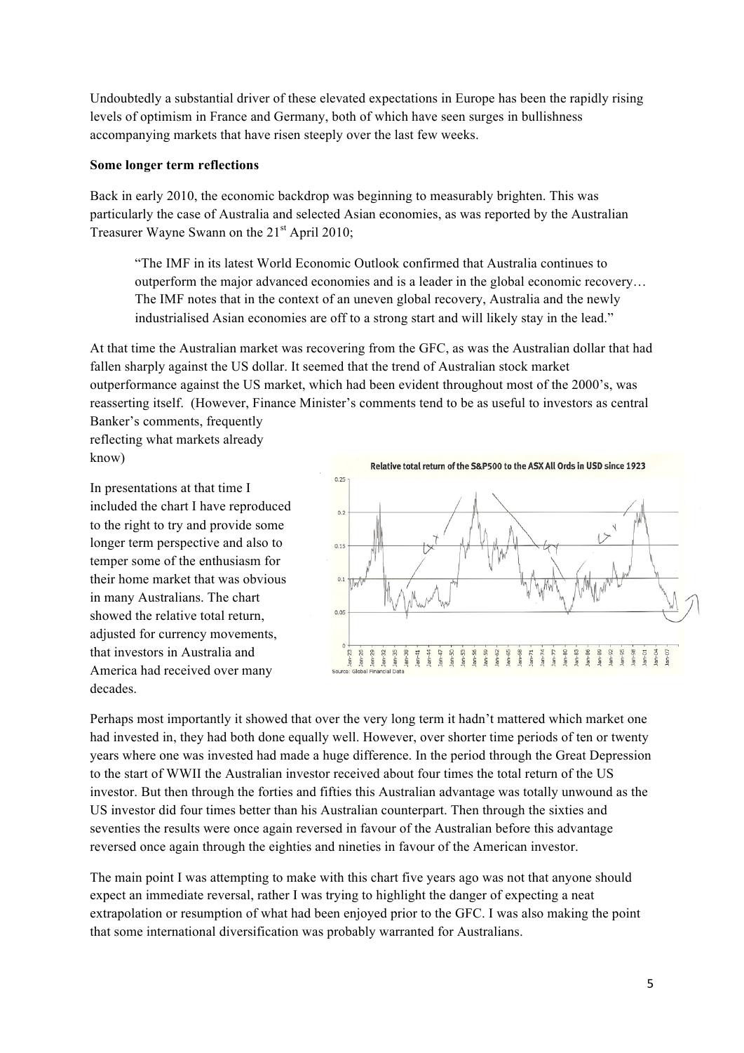Undoubtedly a substantial driver of these elevated expectations in Europe has been the rapidly rising levels of optimism in France and Germany, both of which have seen surges in bullishness accompanying markets that have risen steeply over the last few weeks.

**Some longer term reflections**

Back in early 2010, the economic backdrop was beginning to measurably brighten. This was particularly the case of Australia and selected Asian economies, as was reported by the Australian Treasurer Wayne Swann on the 21st April 2010;

> "The IMF in its latest World Economic Outlook confirmed that Australia continues to outperform the major advanced economies and is a leader in the global economic recovery… The IMF notes that in the context of an uneven global recovery, Australia and the newly industrialised Asian economies are off to a strong start and will likely stay in the lead."

At that time the Australian market was recovering from the GFC, as was the Australian dollar that had fallen sharply against the US dollar. It seemed that the trend of Australian stock market outperformance against the US market, which had been evident throughout most of the 2000's, was reasserting itself. (However, Finance Minister's comments tend to be as useful to investors as central Banker's comments, frequently reflecting what markets already know)

In presentations at that time I included the chart I have reproduced to the right to try and provide some longer term perspective and also to temper some of the enthusiasm for their home market that was obvious in many Australians. The chart showed the relative total return, adjusted for currency movements, that investors in Australia and America had received over many decades.

Perhaps most importantly it showed that over the very long term it hadn't mattered which market one had invested in, they had both done equally well. However, over shorter time periods of ten or twenty years where one was invested had made a huge difference. In the period through the Great Depression to the start of WWII the Australian investor received about four times the total return of the US investor. But then through the forties and fifties this Australian advantage was totally unwound as the US investor did four times better than his Australian counterpart. Then through the sixties and seventies the results were once again reversed in favour of the Australian before this advantage reversed once again through the eighties and nineties in favour of the American investor.

The main point I was attempting to make with this chart five years ago was not that anyone should expect an immediate reversal, rather I was trying to highlight the danger of expecting a neat extrapolation or resumption of what had been enjoyed prior to the GFC. I was also making the point that some international diversification was probably warranted for Australians.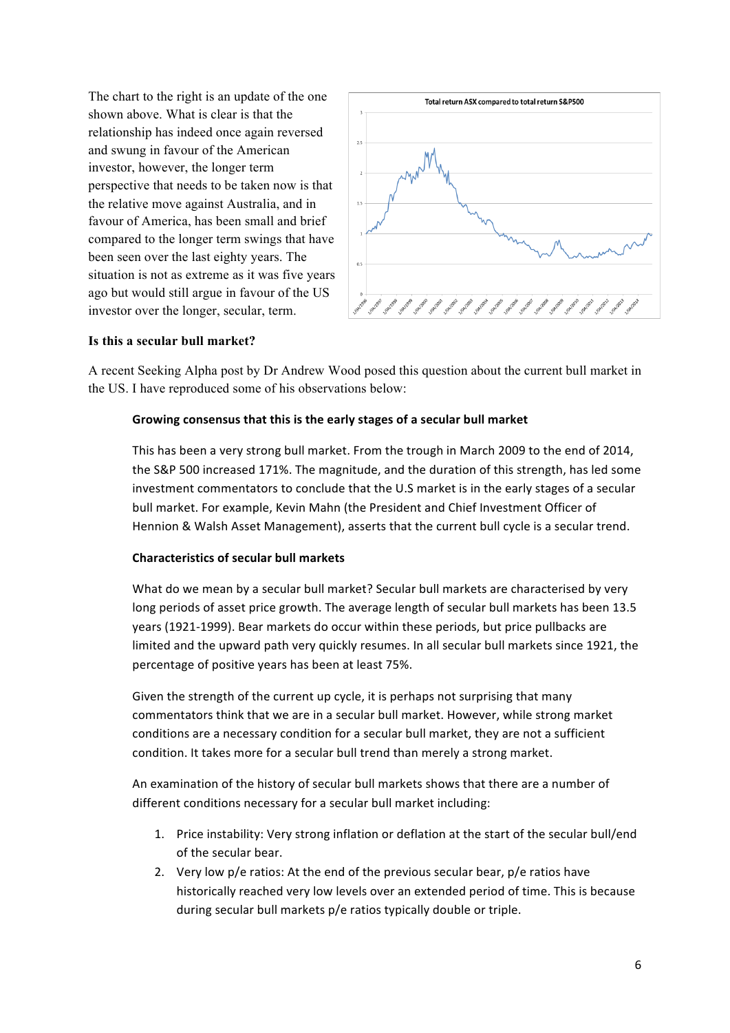The chart to the right is an update of the one shown above. What is clear is that the relationship has indeed once again reversed and swung in favour of the American investor, however, the longer term perspective that needs to be taken now is that the relative move against Australia, and in favour of America, has been small and brief compared to the longer term swings that have been seen over the last eighty years. The situation is not as extreme as it was five years ago but would still argue in favour of the US investor over the longer, secular, term.

**Is this a secular bull market?**

A recent Seeking Alpha post by Dr Andrew Wood posed this question about the current bull market in the US. I have reproduced some of his observations below:

> **Growing consensus that this is the early stages of a secular bull market**
>
> This has been a very strong bull market. From the trough in March 2009 to the end of 2014, the S&P 500 increased 171%. The magnitude, and the duration of this strength, has led some investment commentators to conclude that the U.S market is in the early stages of a secular bull market. For example, Kevin Mahn (the President and Chief Investment Officer of Hennion & Walsh Asset Management), asserts that the current bull cycle is a secular trend.
>
> **Characteristics of secular bull markets**
>
> What do we mean by a secular bull market? Secular bull markets are characterised by very long periods of asset price growth. The average length of secular bull markets has been 13.5 years (1921-1999). Bear markets do occur within these periods, but price pullbacks are limited and the upward path very quickly resumes. In all secular bull markets since 1921, the percentage of positive years has been at least 75%.
>
> Given the strength of the current up cycle, it is perhaps not surprising that many commentators think that we are in a secular bull market. However, while strong market conditions are a necessary condition for a secular bull market, they are not a sufficient condition. It takes more for a secular bull trend than merely a strong market.
>
> An examination of the history of secular bull markets shows that there are a number of different conditions necessary for a secular bull market including:
>
> 1. Price instability: Very strong inflation or deflation at the start of the secular bull/end of the secular bear.
> 2. Very low p/e ratios: At the end of the previous secular bear, p/e ratios have historically reached very low levels over an extended period of time. This is because during secular bull markets p/e ratios typically double or triple.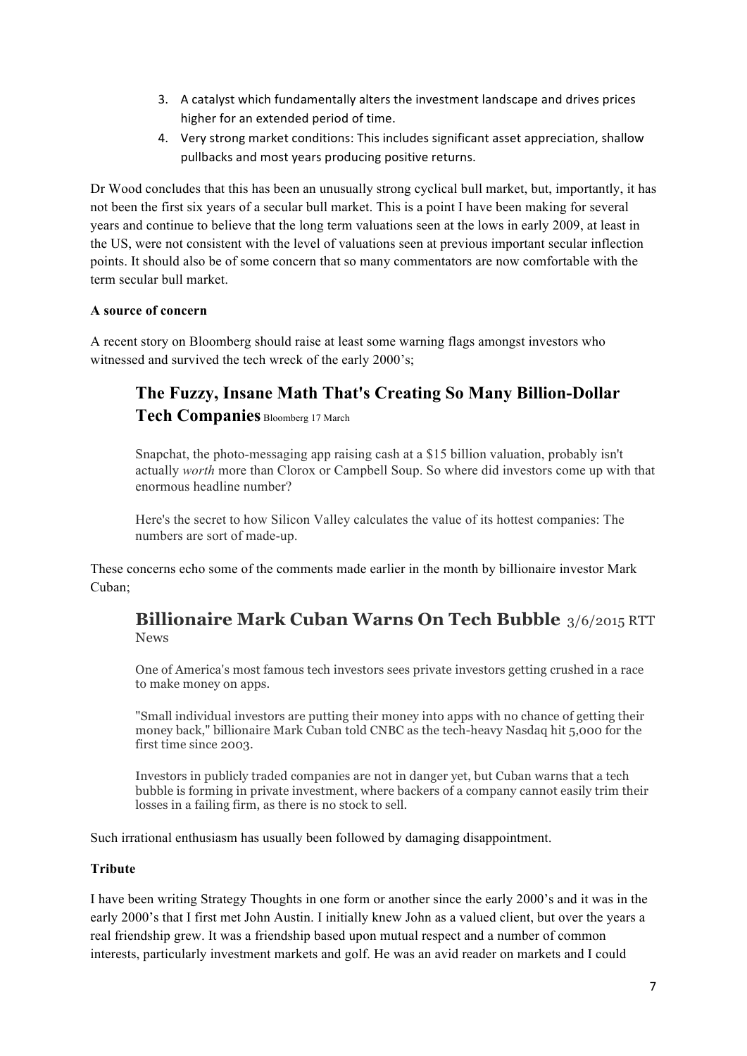3. A catalyst which fundamentally alters the investment landscape and drives prices higher for an extended period of time.
4. Very strong market conditions: This includes significant asset appreciation, shallow pullbacks and most years producing positive returns.

Dr Wood concludes that this has been an unusually strong cyclical bull market, but, importantly, it has not been the first six years of a secular bull market. This is a point I have been making for several years and continue to believe that the long term valuations seen at the lows in early 2009, at least in the US, were not consistent with the level of valuations seen at previous important secular inflection points. It should also be of some concern that so many commentators are now comfortable with the term secular bull market.

**A source of concern**

A recent story on Bloomberg should raise at least some warning flags amongst investors who witnessed and survived the tech wreck of the early 2000's;

## The Fuzzy, Insane Math That's Creating So Many Billion-Dollar Tech Companies Bloomberg 17 March

> Snapchat, the photo-messaging app raising cash at a $15 billion valuation, probably isn't actually *worth* more than Clorox or Campbell Soup. So where did investors come up with that enormous headline number?
>
> Here's the secret to how Silicon Valley calculates the value of its hottest companies: The numbers are sort of made-up.

These concerns echo some of the comments made earlier in the month by billionaire investor Mark Cuban;

## Billionaire Mark Cuban Warns On Tech Bubble 3/6/2015 RTT News

> One of America's most famous tech investors sees private investors getting crushed in a race to make money on apps.
>
> "Small individual investors are putting their money into apps with no chance of getting their money back," billionaire Mark Cuban told CNBC as the tech-heavy Nasdaq hit 5,000 for the first time since 2003.
>
> Investors in publicly traded companies are not in danger yet, but Cuban warns that a tech bubble is forming in private investment, where backers of a company cannot easily trim their losses in a failing firm, as there is no stock to sell.

Such irrational enthusiasm has usually been followed by damaging disappointment.

**Tribute**

I have been writing Strategy Thoughts in one form or another since the early 2000's and it was in the early 2000's that I first met John Austin. I initially knew John as a valued client, but over the years a real friendship grew. It was a friendship based upon mutual respect and a number of common interests, particularly investment markets and golf. He was an avid reader on markets and I could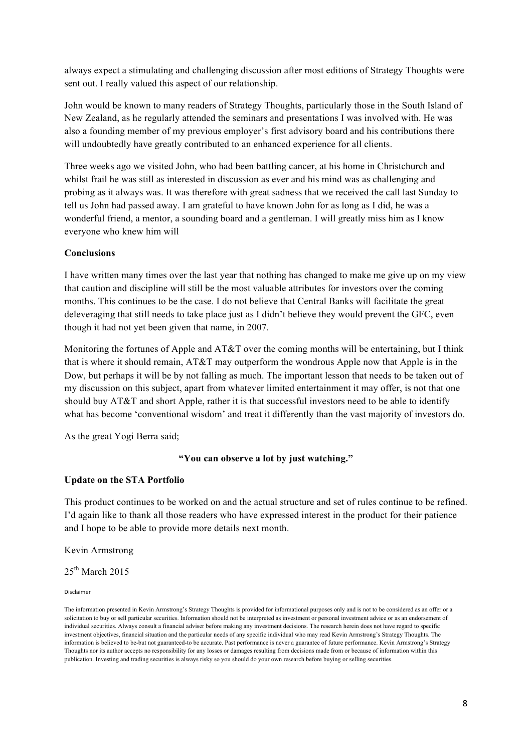always expect a stimulating and challenging discussion after most editions of Strategy Thoughts were sent out. I really valued this aspect of our relationship.

John would be known to many readers of Strategy Thoughts, particularly those in the South Island of New Zealand, as he regularly attended the seminars and presentations I was involved with. He was also a founding member of my previous employer's first advisory board and his contributions there will undoubtedly have greatly contributed to an enhanced experience for all clients.

Three weeks ago we visited John, who had been battling cancer, at his home in Christchurch and whilst frail he was still as interested in discussion as ever and his mind was as challenging and probing as it always was. It was therefore with great sadness that we received the call last Sunday to tell us John had passed away. I am grateful to have known John for as long as I did, he was a wonderful friend, a mentor, a sounding board and a gentleman. I will greatly miss him as I know everyone who knew him will

**Conclusions**

I have written many times over the last year that nothing has changed to make me give up on my view that caution and discipline will still be the most valuable attributes for investors over the coming months. This continues to be the case. I do not believe that Central Banks will facilitate the great deleveraging that still needs to take place just as I didn't believe they would prevent the GFC, even though it had not yet been given that name, in 2007.

Monitoring the fortunes of Apple and AT&T over the coming months will be entertaining, but I think that is where it should remain, AT&T may outperform the wondrous Apple now that Apple is in the Dow, but perhaps it will be by not falling as much. The important lesson that needs to be taken out of my discussion on this subject, apart from whatever limited entertainment it may offer, is not that one should buy AT&T and short Apple, rather it is that successful investors need to be able to identify what has become 'conventional wisdom' and treat it differently than the vast majority of investors do.

As the great Yogi Berra said;

**"You can observe a lot by just watching."**

**Update on the STA Portfolio**

This product continues to be worked on and the actual structure and set of rules continue to be refined. I'd again like to thank all those readers who have expressed interest in the product for their patience and I hope to be able to provide more details next month.

Kevin Armstrong

25th March 2015

Disclaimer

The information presented in Kevin Armstrong's Strategy Thoughts is provided for informational purposes only and is not to be considered as an offer or a solicitation to buy or sell particular securities. Information should not be interpreted as investment or personal investment advice or as an endorsement of individual securities. Always consult a financial adviser before making any investment decisions. The research herein does not have regard to specific investment objectives, financial situation and the particular needs of any specific individual who may read Kevin Armstrong's Strategy Thoughts. The information is believed to be-but not guaranteed-to be accurate. Past performance is never a guarantee of future performance. Kevin Armstrong's Strategy Thoughts nor its author accepts no responsibility for any losses or damages resulting from decisions made from or because of information within this publication. Investing and trading securities is always risky so you should do your own research before buying or selling securities.